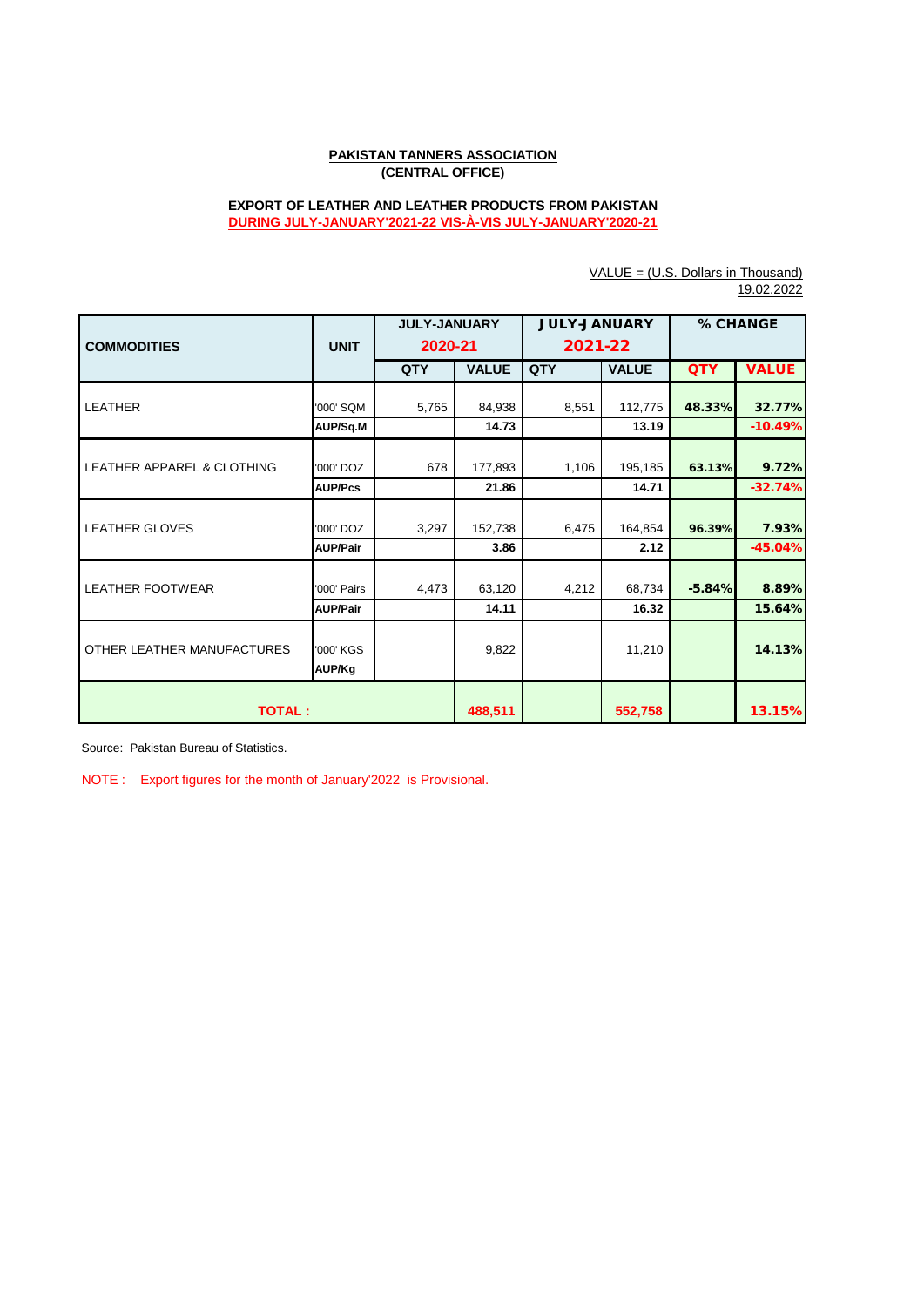**PAKISTAN TANNERS ASSOCIATION**
**(CENTRAL OFFICE)**

**EXPORT OF LEATHER AND LEATHER PRODUCTS FROM PAKISTAN**
**DURING JULY-JANUARY'2021-22 VIS-À-VIS JULY-JANUARY'2020-21**

VALUE = (U.S. Dollars in Thousand)
19.02.2022

| COMMODITIES | UNIT | JULY-JANUARY 2020-21 | | JULY-JANUARY 2021-22 | | % CHANGE | |
|---|---|---|---|---|---|---|---|
| | | QTY | VALUE | QTY | VALUE | QTY | VALUE |
| LEATHER | '000' SQM | 5,765 | 84,938 | 8,551 | 112,775 | 48.33% | 32.77% |
| | AUP/Sq.M | | 14.73 | | 13.19 | | -10.49% |
| LEATHER APPAREL & CLOTHING | '000' DOZ | 678 | 177,893 | 1,106 | 195,185 | 63.13% | 9.72% |
| | AUP/Pcs | | 21.86 | | 14.71 | | -32.74% |
| LEATHER GLOVES | '000' DOZ | 3,297 | 152,738 | 6,475 | 164,854 | 96.39% | 7.93% |
| | AUP/Pair | | 3.86 | | 2.12 | | -45.04% |
| LEATHER FOOTWEAR | '000' Pairs | 4,473 | 63,120 | 4,212 | 68,734 | -5.84% | 8.89% |
| | AUP/Pair | | 14.11 | | 16.32 | | 15.64% |
| OTHER LEATHER MANUFACTURES | '000' KGS | | 9,822 | | 11,210 | | 14.13% |
| | AUP/Kg | | | | | | |
| **TOTAL :** | | | **488,511** | | **552,758** | | **13.15%** |

Source: Pakistan Bureau of Statistics.

NOTE : Export figures for the month of January'2022 is Provisional.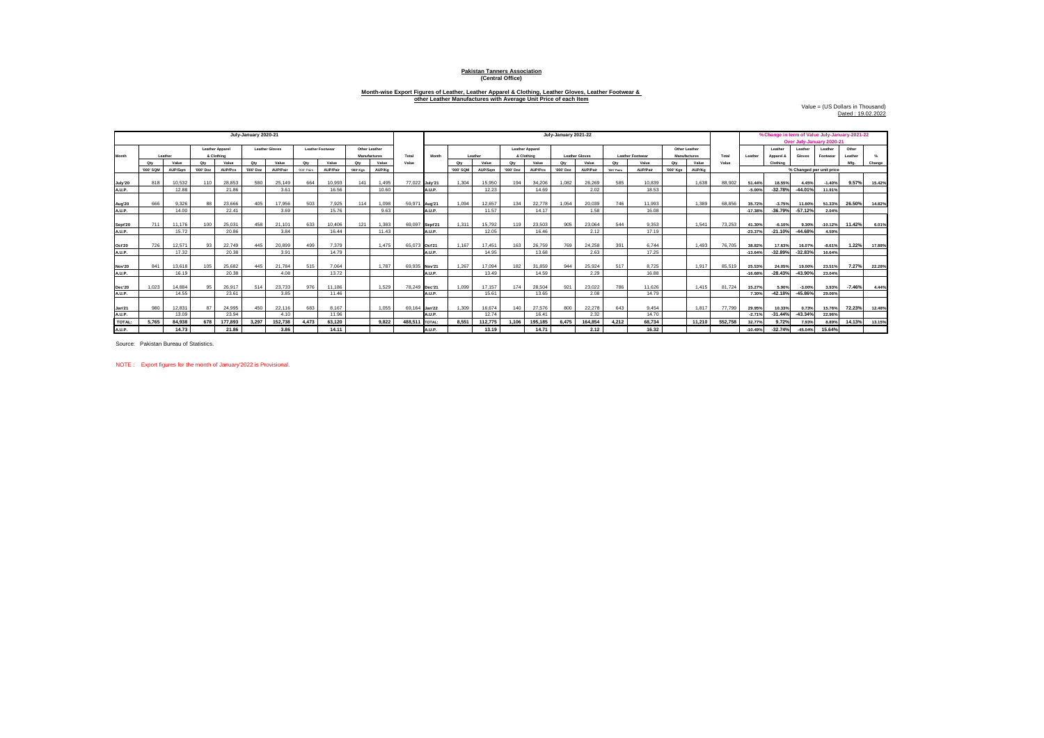**Pakistan Tanners Association**
**(Central Office)**

**Month-wise Export Figures of Leather, Leather Apparel & Clothing, Leather Gloves, Leather Footwear & other Leather Manufactures with Average Unit Price of each Item**

Value = (US Dollars in Thousand)
Dated : 19.02.2022

| July-January 2020-21 | | | | | | | | | | | | July-January 2021-22 | | | | | | | | | | | | % Change in term of Value July-January-2021-22 Over July-January 2020-21 | | | | | |
|---|---|---|---|---|---|---|---|---|---|---|---|---|---|---|---|---|---|---|---|---|---|---|---|---|---|---|---|---|---|
| Month | Leather | | Leather Apparel & Clothing | | Leather Gloves | | Leather Footwear | | Other Leather Manufactures | | Total | Month | Leather | | Leather Apparel & Clothing | | Leather Gloves | | Leather Footwear | | Other Leather Manufactures | | Total | Leather | Leather Apparel & Clothing | Leather Gloves | Leather Footwear | Other Leather Mfg. | % Change |
| | Qty | Value | Qty | Value | Qty | Value | Qty | Value | Qty | Value | Value | | Qty | Value | Qty | Value | Qty | Value | Qty | Value | Qty | Value | Value | | | | | | |
| | '000' SQM | AUP/Sqm | '000' Doz | AUP/Pcs | '000' Doz | AUP/Pair | '000' Pairs | AUP/Pair | '000' Kgs | AUP/Kg | | | '000' SQM | AUP/Sqm | '000' Doz | AUP/Pcs | '000' Doz | AUP/Pair | '000' Pairs | AUP/Pair | '000' Kgs | AUP/Kg | | % Changed per unit price | | | | | |
| July'20 | 818 | 10,532 | 110 | 28,853 | 580 | 25,149 | 664 | 10,993 | 141 | 1,495 | 77,022 | July'21 | 1,304 | 15,950 | 194 | 34,206 | 1,082 | 26,269 | 585 | 10,839 | | 1,638 | 88,902 | 51.44% | 18.55% | 4.45% | -1.40% | 9.57% | 15.42% |
| A.U.P. | | 12.88 | | 21.86 | | 3.61 | | 16.56 | | 10.60 | | A.U.P. | | 12.23 | | 14.69 | | 2.02 | | 18.53 | | | | -5.00% | -32.78% | -44.01% | 11.91% | | |
| Aug'20 | 666 | 9,326 | 88 | 23,666 | 405 | 17,956 | 503 | 7,925 | 114 | 1,098 | 59,971 | Aug'21 | 1,094 | 12,657 | 134 | 22,778 | 1,054 | 20,039 | 746 | 11,993 | | 1,389 | 68,856 | 35.72% | -3.75% | 11.60% | 51.33% | 26.50% | 14.82% |
| A.U.P. | | 14.00 | | 22.41 | | 3.69 | | 15.76 | | 9.63 | | A.U.P. | | 11.57 | | 14.17 | | 1.58 | | 16.08 | | | | -17.38% | -36.79% | -57.12% | 2.04% | | |
| Sept'20 | 711 | 11,176 | 100 | 25,031 | 458 | 21,101 | 633 | 10,406 | 121 | 1,383 | 69,097 | Sept'21 | 1,311 | 15,792 | 119 | 23,503 | 905 | 23,064 | 544 | 9,353 | | 1,541 | 73,253 | 41.30% | -6.10% | 9.30% | -10.12% | 11.42% | 6.01% |
| A.U.P. | | 15.72 | | 20.86 | | 3.84 | | 16.44 | | 11.43 | | A.U.P. | | 12.05 | | 16.46 | | 2.12 | | 17.19 | | | | -23.37% | -21.10% | -44.68% | 4.59% | | |
| Oct'20 | 726 | 12,571 | 93 | 22,749 | 445 | 20,899 | 499 | 7,379 | | 1,475 | 65,073 | Oct'21 | 1,167 | 17,451 | 163 | 26,759 | 769 | 24,258 | 391 | 6,744 | | 1,493 | 76,705 | 38.82% | 17.63% | 16.07% | -8.61% | 1.22% | 17.88% |
| A.U.P. | | 17.32 | | 20.38 | | 3.91 | | 14.79 | | | | A.U.P. | | 14.95 | | 13.68 | | 2.63 | | 17.25 | | | | -13.64% | -32.89% | -32.83% | 16.64% | | |
| Nov'20 | 841 | 13,618 | 105 | 25,682 | 445 | 21,784 | 515 | 7,064 | | 1,787 | 69,935 | Nov'21 | 1,267 | 17,094 | 182 | 31,859 | 944 | 25,924 | 517 | 8,725 | | 1,917 | 85,519 | 25.53% | 24.05% | 19.00% | 23.51% | 7.27% | 22.28% |
| A.U.P. | | 16.19 | | 20.38 | | 4.08 | | 13.72 | | | | A.U.P. | | 13.49 | | 14.59 | | 2.29 | | 16.88 | | | | -16.68% | -28.43% | -43.90% | 23.04% | | |
| Dec'20 | 1,023 | 14,884 | 95 | 26,917 | 514 | 23,733 | 976 | 11,186 | | 1,529 | 78,249 | Dec'21 | 1,099 | 17,157 | 174 | 28,504 | 921 | 23,022 | 786 | 11,626 | | 1,415 | 81,724 | 15.27% | 5.90% | -3.00% | 3.93% | -7.46% | 4.44% |
| A.U.P. | | 14.55 | | 23.61 | | 3.85 | | 11.46 | | | | A.U.P. | | 15.61 | | 13.65 | | 2.08 | | 14.79 | | | | 7.30% | -42.18% | -45.86% | 29.06% | | |
| Jan'21 | 980 | 12,831 | 87 | 24,995 | 450 | 22,116 | 683 | 8,167 | | 1,055 | 69,164 | Jan'22 | 1,309 | 16,674 | 140 | 27,576 | 800 | 22,278 | 643 | 9,454 | | 1,817 | 77,799 | 29.95% | 10.33% | 0.73% | 15.76% | 72.23% | 12.48% |
| A.U.P. | | 13.09 | | 23.94 | | 4.10 | | 11.96 | | | | A.U.P. | | 12.74 | | 16.41 | | 2.32 | | 14.70 | | | | -2.71% | -31.44% | -43.34% | 22.96% | | |
| TOTAL: | 5,765 | 84,938 | 678 | 177,893 | 3,297 | 152,738 | 4,473 | 63,120 | | 9,822 | 488,511 | TOTAL: | 8,551 | 112,775 | 1,106 | 195,185 | 6,475 | 164,854 | 4,212 | 68,734 | | 11,210 | 552,758 | 32.77% | 9.72% | 7.93% | 8.89% | 14.13% | 13.15% |
| A.U.P. | | 14.73 | | 21.86 | | 3.86 | | 14.11 | | | | A.U.P. | | 13.19 | | 14.71 | | 2.12 | | 16.32 | | | | -10.49% | -32.74% | -45.04% | 15.64% | | |

Source: Pakistan Bureau of Statistics.

NOTE : Export figures for the month of January'2022 is Provisional.